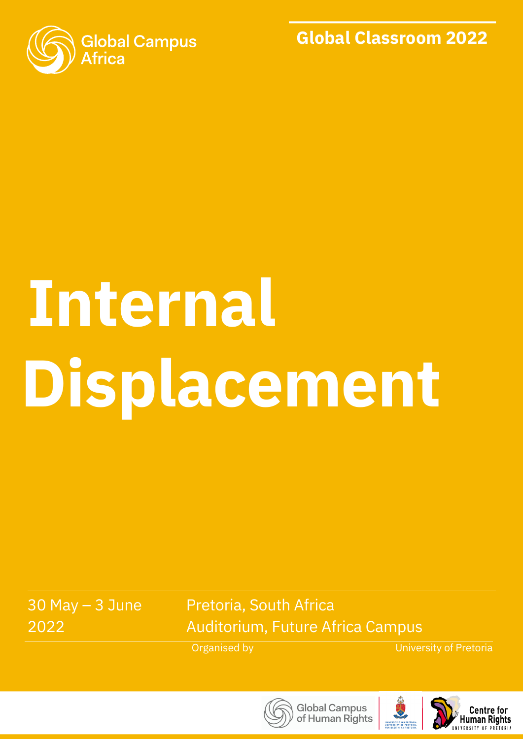Global Campus Africa

Global Classroom 2022

# Internal Displacement

30 May – 3 June 2022

Pretoria, South Africa
Auditorium, Future Africa Campus

Organised by

University of Pretoria

Global Campus of Human Rights

Centre for Human Rights, University of Pretoria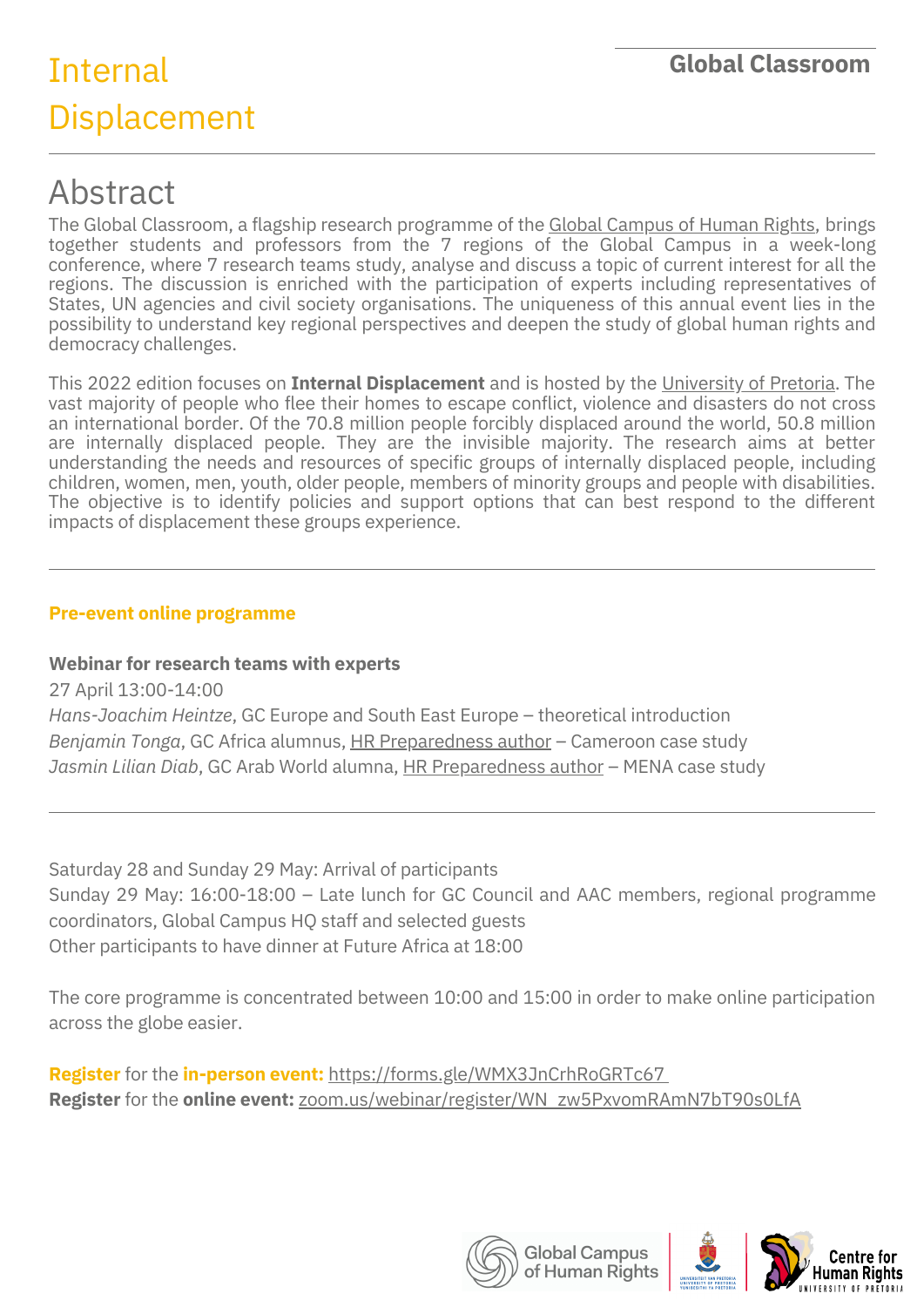# Internal Displacement

**Global Classroom**

## Abstract

The Global Classroom, a flagship research programme of the Global Campus of Human Rights, brings together students and professors from the 7 regions of the Global Campus in a week-long conference, where 7 research teams study, analyse and discuss a topic of current interest for all the regions. The discussion is enriched with the participation of experts including representatives of States, UN agencies and civil society organisations. The uniqueness of this annual event lies in the possibility to understand key regional perspectives and deepen the study of global human rights and democracy challenges.

This 2022 edition focuses on **Internal Displacement** and is hosted by the University of Pretoria. The vast majority of people who flee their homes to escape conflict, violence and disasters do not cross an international border. Of the 70.8 million people forcibly displaced around the world, 50.8 million are internally displaced people. They are the invisible majority. The research aims at better understanding the needs and resources of specific groups of internally displaced people, including children, women, men, youth, older people, members of minority groups and people with disabilities. The objective is to identify policies and support options that can best respond to the different impacts of displacement these groups experience.

---

**Pre-event online programme**

**Webinar for research teams with experts**

27 April 13:00-14:00

*Hans-Joachim Heintze*, GC Europe and South East Europe – theoretical introduction

*Benjamin Tonga*, GC Africa alumnus, HR Preparedness author – Cameroon case study

*Jasmin Lilian Diab*, GC Arab World alumna, HR Preparedness author – MENA case study

---

Saturday 28 and Sunday 29 May: Arrival of participants

Sunday 29 May: 16:00-18:00 – Late lunch for GC Council and AAC members, regional programme coordinators, Global Campus HQ staff and selected guests

Other participants to have dinner at Future Africa at 18:00

The core programme is concentrated between 10:00 and 15:00 in order to make online participation across the globe easier.

**Register** for the **in-person event:** https://forms.gle/WMX3JnCrhRoGRTc67

**Register** for the **online event:** zoom.us/webinar/register/WN_zw5PxvomRAmN7bT90s0LfA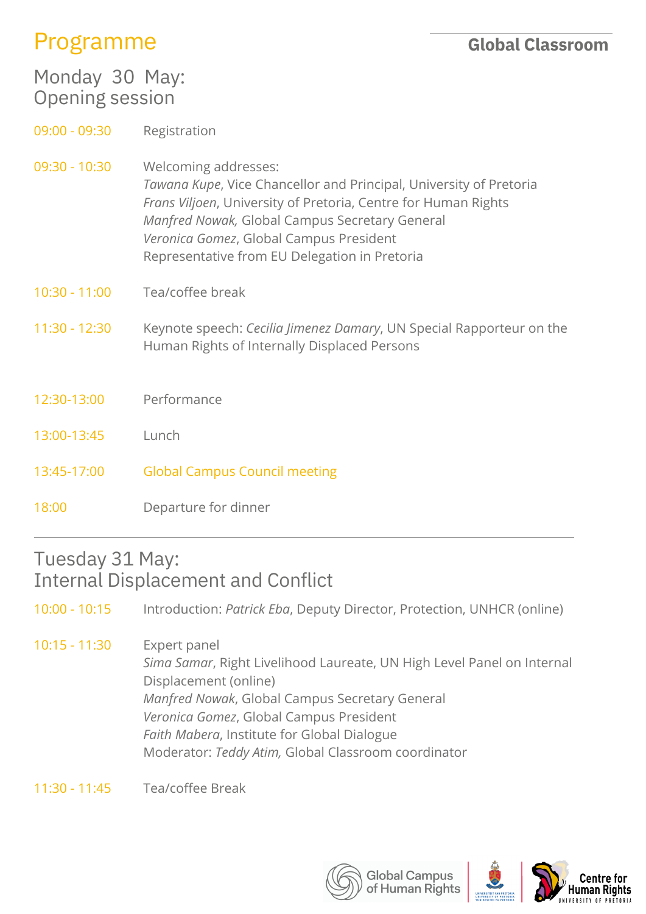# Programme

**Global Classroom**

## Monday 30 May: Opening session

| | |
|---|---|
| 09:00 - 09:30 | Registration |
| 09:30 - 10:30 | Welcoming addresses:<br>*Tawana Kupe*, Vice Chancellor and Principal, University of Pretoria<br>*Frans Viljoen*, University of Pretoria, Centre for Human Rights<br>*Manfred Nowak,* Global Campus Secretary General<br>*Veronica Gomez*, Global Campus President<br>Representative from EU Delegation in Pretoria |
| 10:30 - 11:00 | Tea/coffee break |
| 11:30 - 12:30 | Keynote speech: *Cecilia Jimenez Damary*, UN Special Rapporteur on the Human Rights of Internally Displaced Persons |
| 12:30-13:00 | Performance |
| 13:00-13:45 | Lunch |
| 13:45-17:00 | Global Campus Council meeting |
| 18:00 | Departure for dinner |

## Tuesday 31 May: Internal Displacement and Conflict

| | |
|---|---|
| 10:00 - 10:15 | Introduction: *Patrick Eba*, Deputy Director, Protection, UNHCR (online) |
| 10:15 - 11:30 | Expert panel<br>*Sima Samar*, Right Livelihood Laureate, UN High Level Panel on Internal Displacement (online)<br>*Manfred Nowak*, Global Campus Secretary General<br>*Veronica Gomez*, Global Campus President<br>*Faith Mabera*, Institute for Global Dialogue<br>Moderator: *Teddy Atim,* Global Classroom coordinator |
| 11:30 - 11:45 | Tea/coffee Break |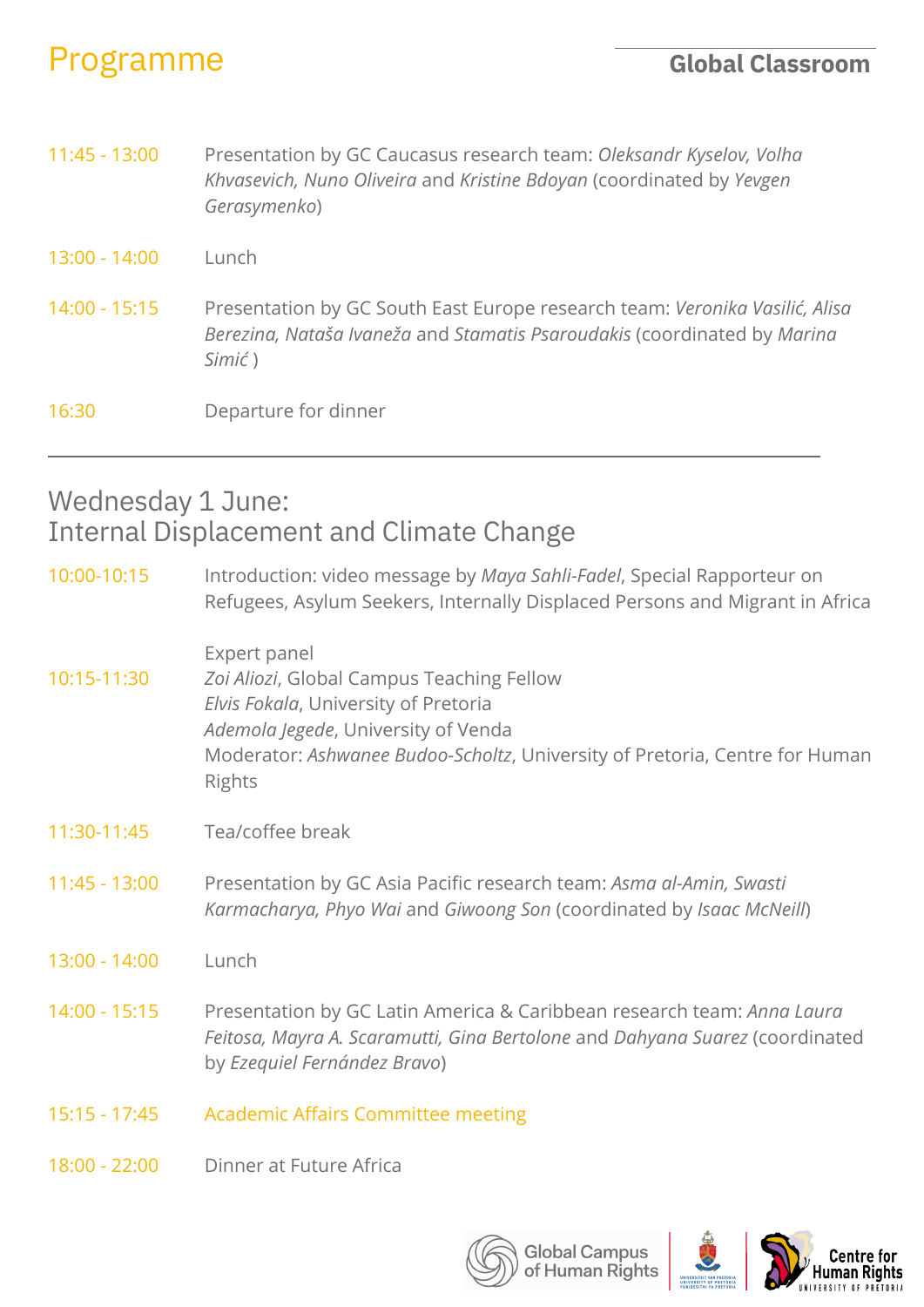# Programme

| | |
|---|---|
| 11:45 - 13:00 | Presentation by GC Caucasus research team: *Oleksandr Kyselov, Volha Khvasevich, Nuno Oliveira* and *Kristine Bdoyan* (coordinated by *Yevgen Gerasymenko*) |
| 13:00 - 14:00 | Lunch |
| 14:00 - 15:15 | Presentation by GC South East Europe research team: *Veronika Vasilić, Alisa Berezina, Nataša Ivaneža* and *Stamatis Psaroudakis* (coordinated by *Marina Simić* ) |
| 16:30 | Departure for dinner |

---

## Wednesday 1 June: Internal Displacement and Climate Change

| | |
|---|---|
| 10:00-10:15 | Introduction: video message by *Maya Sahli-Fadel*, Special Rapporteur on Refugees, Asylum Seekers, Internally Displaced Persons and Migrant in Africa |
| 10:15-11:30 | Expert panel<br>*Zoi Aliozi*, Global Campus Teaching Fellow<br>*Elvis Fokala*, University of Pretoria<br>*Ademola Jegede*, University of Venda<br>Moderator: *Ashwanee Budoo-Scholtz*, University of Pretoria, Centre for Human Rights |
| 11:30-11:45 | Tea/coffee break |
| 11:45 - 13:00 | Presentation by GC Asia Pacific research team: *Asma al-Amin, Swasti Karmacharya, Phyo Wai* and *Giwoong Son* (coordinated by *Isaac McNeill*) |
| 13:00 - 14:00 | Lunch |
| 14:00 - 15:15 | Presentation by GC Latin America & Caribbean research team: *Anna Laura Feitosa, Mayra A. Scaramutti, Gina Bertolone* and *Dahyana Suarez* (coordinated by *Ezequiel Fernández Bravo*) |
| 15:15 - 17:45 | Academic Affairs Committee meeting |
| 18:00 - 22:00 | Dinner at Future Africa |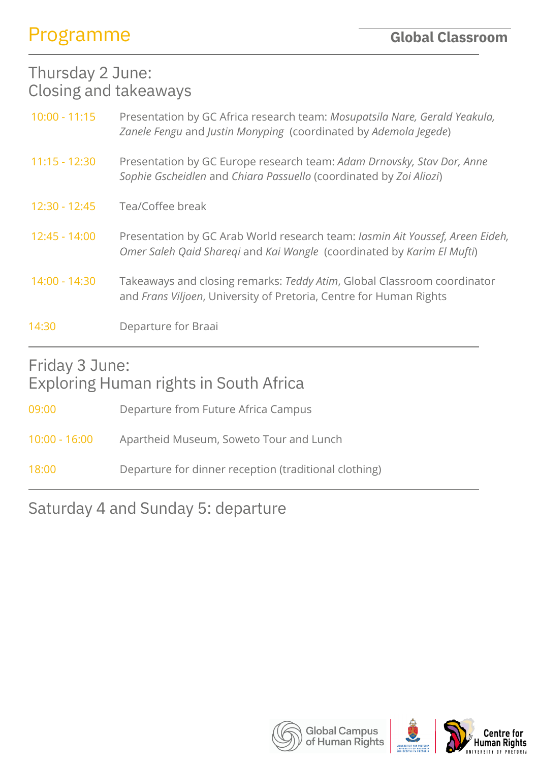# Programme

## Thursday 2 June: Closing and takeaways

| | |
|---|---|
| 10:00 - 11:15 | Presentation by GC Africa research team: *Mosupatsila Nare, Gerald Yeakula, Zanele Fengu* and *Justin Monyping* (coordinated by *Ademola Jegede*) |
| 11:15 - 12:30 | Presentation by GC Europe research team: *Adam Drnovsky, Stav Dor, Anne Sophie Gscheidlen* and *Chiara Passuello* (coordinated by *Zoi Aliozi*) |
| 12:30 - 12:45 | Tea/Coffee break |
| 12:45 - 14:00 | Presentation by GC Arab World research team: *Iasmin Ait Youssef, Areen Eideh, Omer Saleh Qaid Shareqi* and *Kai Wangle* (coordinated by *Karim El Mufti*) |
| 14:00 - 14:30 | Takeaways and closing remarks: *Teddy Atim*, Global Classroom coordinator and *Frans Viljoen*, University of Pretoria, Centre for Human Rights |
| 14:30 | Departure for Braai |

## Friday 3 June: Exploring Human rights in South Africa

| | |
|---|---|
| 09:00 | Departure from Future Africa Campus |
| 10:00 - 16:00 | Apartheid Museum, Soweto Tour and Lunch |
| 18:00 | Departure for dinner reception (traditional clothing) |

## Saturday 4 and Sunday 5: departure